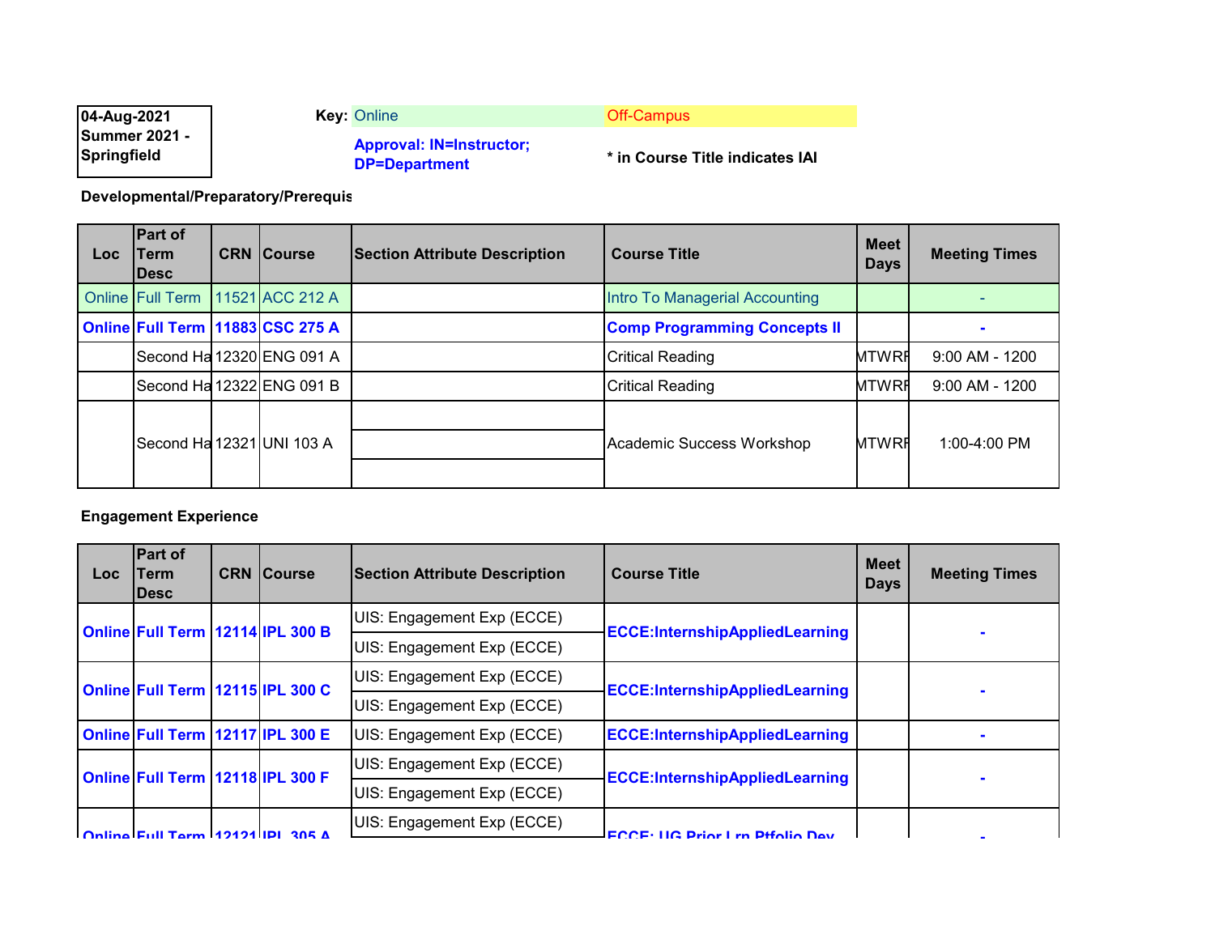04-Aug-2021
Summer 2021 - Springfield

**Key:** Online | Off-Campus

**Approval: IN=Instructor; DP=Department**

*** in Course Title indicates IAI**

**Developmental/Preparatory/Prerequis**

| Loc | Part of Term Desc | CRN | Course | Section Attribute Description | Course Title | Meet Days | Meeting Times |
|---|---|---|---|---|---|---|---|
| Online | Full Term | 11521 | ACC 212 A | | Intro To Managerial Accounting | | - |
| **Online** | **Full Term** | **11883** | **CSC 275 A** | | **Comp Programming Concepts II** | | **-** |
| | Second Ha | 12320 | ENG 091 A | | Critical Reading | MTWRF | 9:00 AM - 1200 |
| | Second Ha | 12322 | ENG 091 B | | Critical Reading | MTWRF | 9:00 AM - 1200 |
| | Second Ha | 12321 | UNI 103 A | | Academic Success Workshop | MTWRF | 1:00-4:00 PM |

**Engagement Experience**

| Loc | Part of Term Desc | CRN | Course | Section Attribute Description | Course Title | Meet Days | Meeting Times |
|---|---|---|---|---|---|---|---|
| **Online** | **Full Term** | **12114** | **IPL 300 B** | UIS: Engagement Exp (ECCE)<br>UIS: Engagement Exp (ECCE) | **ECCE:InternshipAppliedLearning** | | **-** |
| **Online** | **Full Term** | **12115** | **IPL 300 C** | UIS: Engagement Exp (ECCE)<br>UIS: Engagement Exp (ECCE) | **ECCE:InternshipAppliedLearning** | | **-** |
| **Online** | **Full Term** | **12117** | **IPL 300 E** | UIS: Engagement Exp (ECCE) | **ECCE:InternshipAppliedLearning** | | **-** |
| **Online** | **Full Term** | **12118** | **IPL 300 F** | UIS: Engagement Exp (ECCE)<br>UIS: Engagement Exp (ECCE) | **ECCE:InternshipAppliedLearning** | | **-** |
| **Online** | **Full Term** | **12121** | **IPL 305 A** | UIS: Engagement Exp (ECCE) | **ECCE: UG Prior Lrn Ptfolio Dev** | | **-** |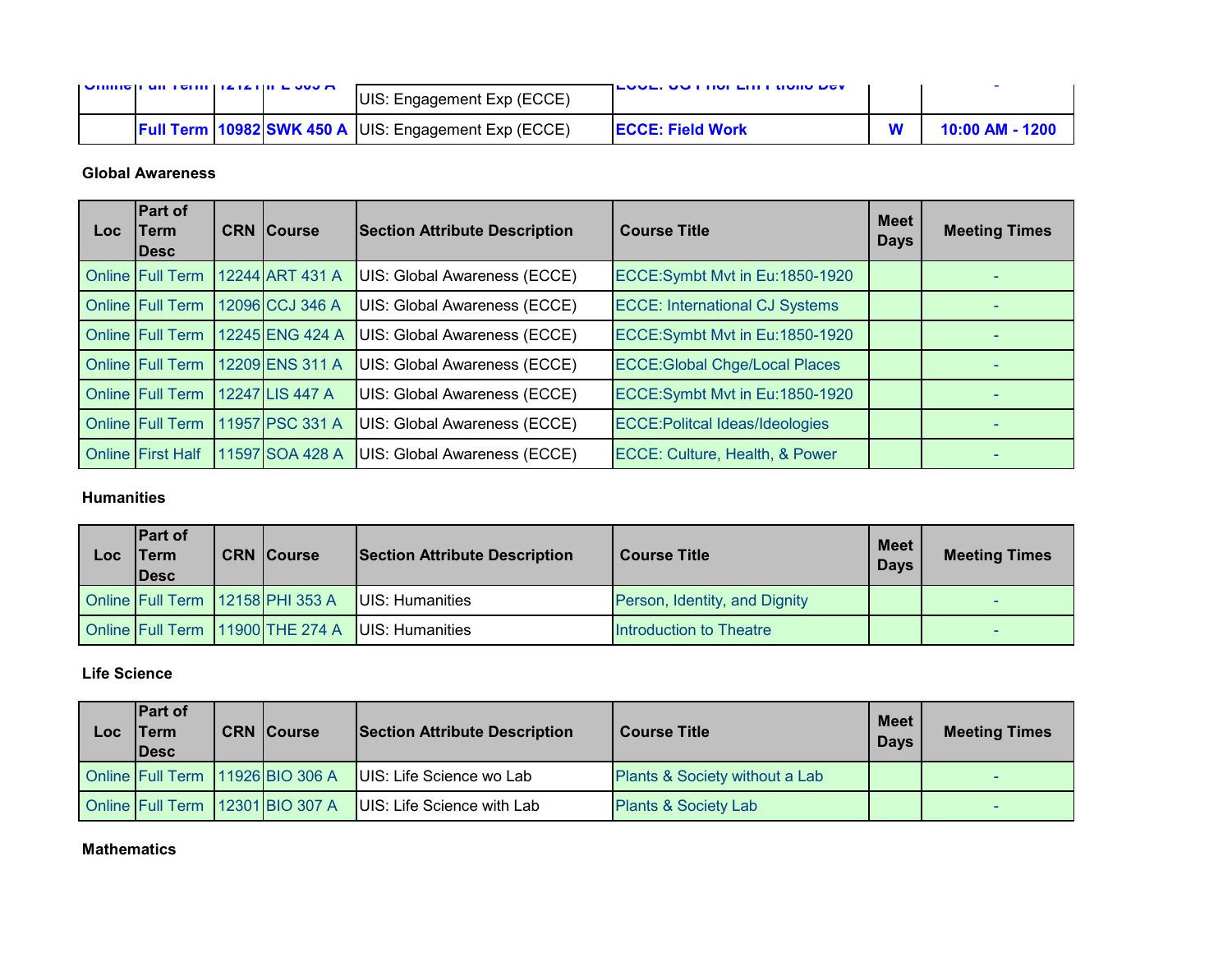| Loc | Part of Term Desc | CRN | Course | Section Attribute Description | Course Title | Meet Days | Meeting Times |
|---|---|---|---|---|---|---|---|
| Online | Full Term | 12121 | IPL 303 A | UIS: Engagement Exp (ECCE) | ECCE: UG Prior Lrn Prtfolio Dev | | - |
| | **Full Term** | **10982** | **SWK 450 A** | UIS: Engagement Exp (ECCE) | **ECCE: Field Work** | **W** | **10:00 AM - 1200** |

**Global Awareness**

| Loc | Part of Term Desc | CRN | Course | Section Attribute Description | Course Title | Meet Days | Meeting Times |
|---|---|---|---|---|---|---|---|
| Online | Full Term | 12244 | ART 431 A | UIS: Global Awareness (ECCE) | ECCE:Symbt Mvt in Eu:1850-1920 | | - |
| Online | Full Term | 12096 | CCJ 346 A | UIS: Global Awareness (ECCE) | ECCE: International CJ Systems | | - |
| Online | Full Term | 12245 | ENG 424 A | UIS: Global Awareness (ECCE) | ECCE:Symbt Mvt in Eu:1850-1920 | | - |
| Online | Full Term | 12209 | ENS 311 A | UIS: Global Awareness (ECCE) | ECCE:Global Chge/Local Places | | - |
| Online | Full Term | 12247 | LIS 447 A | UIS: Global Awareness (ECCE) | ECCE:Symbt Mvt in Eu:1850-1920 | | - |
| Online | Full Term | 11957 | PSC 331 A | UIS: Global Awareness (ECCE) | ECCE:Politcal Ideas/Ideologies | | - |
| Online | First Half | 11597 | SOA 428 A | UIS: Global Awareness (ECCE) | ECCE: Culture, Health, & Power | | - |

**Humanities**

| Loc | Part of Term Desc | CRN | Course | Section Attribute Description | Course Title | Meet Days | Meeting Times |
|---|---|---|---|---|---|---|---|
| Online | Full Term | 12158 | PHI 353 A | UIS: Humanities | Person, Identity, and Dignity | | - |
| Online | Full Term | 11900 | THE 274 A | UIS: Humanities | Introduction to Theatre | | - |

**Life Science**

| Loc | Part of Term Desc | CRN | Course | Section Attribute Description | Course Title | Meet Days | Meeting Times |
|---|---|---|---|---|---|---|---|
| Online | Full Term | 11926 | BIO 306 A | UIS: Life Science wo Lab | Plants & Society without a Lab | | - |
| Online | Full Term | 12301 | BIO 307 A | UIS: Life Science with Lab | Plants & Society Lab | | - |

**Mathematics**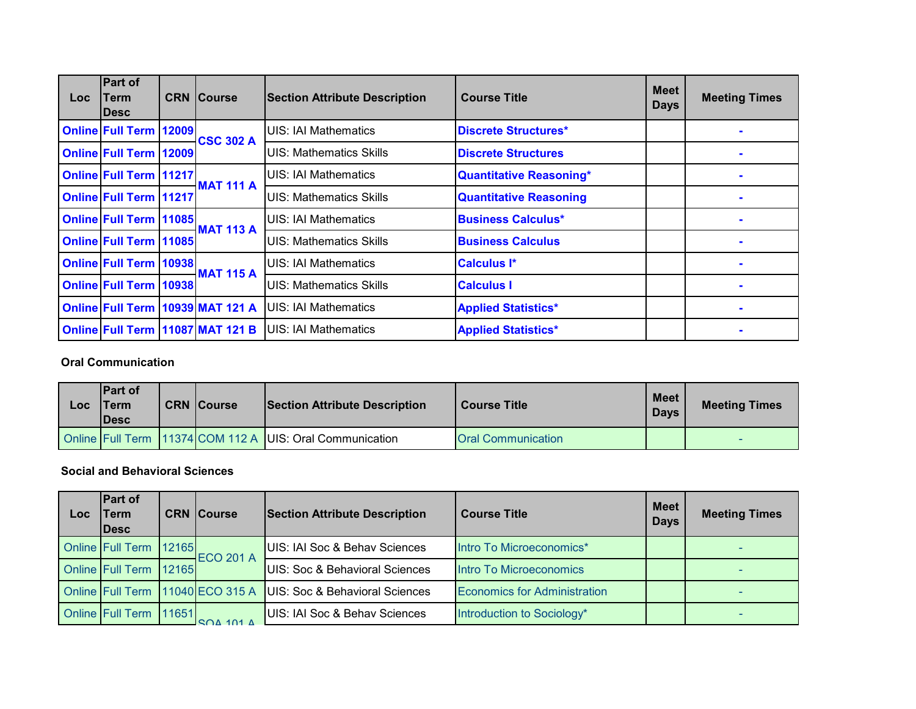| Loc | Part of Term Desc | CRN | Course | Section Attribute Description | Course Title | Meet Days | Meeting Times |
|---|---|---|---|---|---|---|---|
| **Online** | **Full Term** | **12009** | **CSC 302 A** | UIS: IAI Mathematics | **Discrete Structures*** | | **-** |
| **Online** | **Full Term** | **12009** | | UIS: Mathematics Skills | **Discrete Structures** | | **-** |
| **Online** | **Full Term** | **11217** | **MAT 111 A** | UIS: IAI Mathematics | **Quantitative Reasoning*** | | **-** |
| **Online** | **Full Term** | **11217** | | UIS: Mathematics Skills | **Quantitative Reasoning** | | **-** |
| **Online** | **Full Term** | **11085** | **MAT 113 A** | UIS: IAI Mathematics | **Business Calculus*** | | **-** |
| **Online** | **Full Term** | **11085** | | UIS: Mathematics Skills | **Business Calculus** | | **-** |
| **Online** | **Full Term** | **10938** | **MAT 115 A** | UIS: IAI Mathematics | **Calculus I*** | | **-** |
| **Online** | **Full Term** | **10938** | | UIS: Mathematics Skills | **Calculus I** | | **-** |
| **Online** | **Full Term** | **10939** | **MAT 121 A** | UIS: IAI Mathematics | **Applied Statistics*** | | **-** |
| **Online** | **Full Term** | **11087** | **MAT 121 B** | UIS: IAI Mathematics | **Applied Statistics*** | | **-** |

**Oral Communication**

| Loc | Part of Term Desc | CRN | Course | Section Attribute Description | Course Title | Meet Days | Meeting Times |
|---|---|---|---|---|---|---|---|
| Online | Full Term | 11374 | COM 112 A | UIS: Oral Communication | Oral Communication | | - |

**Social and Behavioral Sciences**

| Loc | Part of Term Desc | CRN | Course | Section Attribute Description | Course Title | Meet Days | Meeting Times |
|---|---|---|---|---|---|---|---|
| Online | Full Term | 12165 | ECO 201 A | UIS: IAI Soc & Behav Sciences | Intro To Microeconomics* | | - |
| Online | Full Term | 12165 | | UIS: Soc & Behavioral Sciences | Intro To Microeconomics | | - |
| Online | Full Term | 11040 | ECO 315 A | UIS: Soc & Behavioral Sciences | Economics for Administration | | - |
| Online | Full Term | 11651 | SOA 101 A | UIS: IAI Soc & Behav Sciences | Introduction to Sociology* | | - |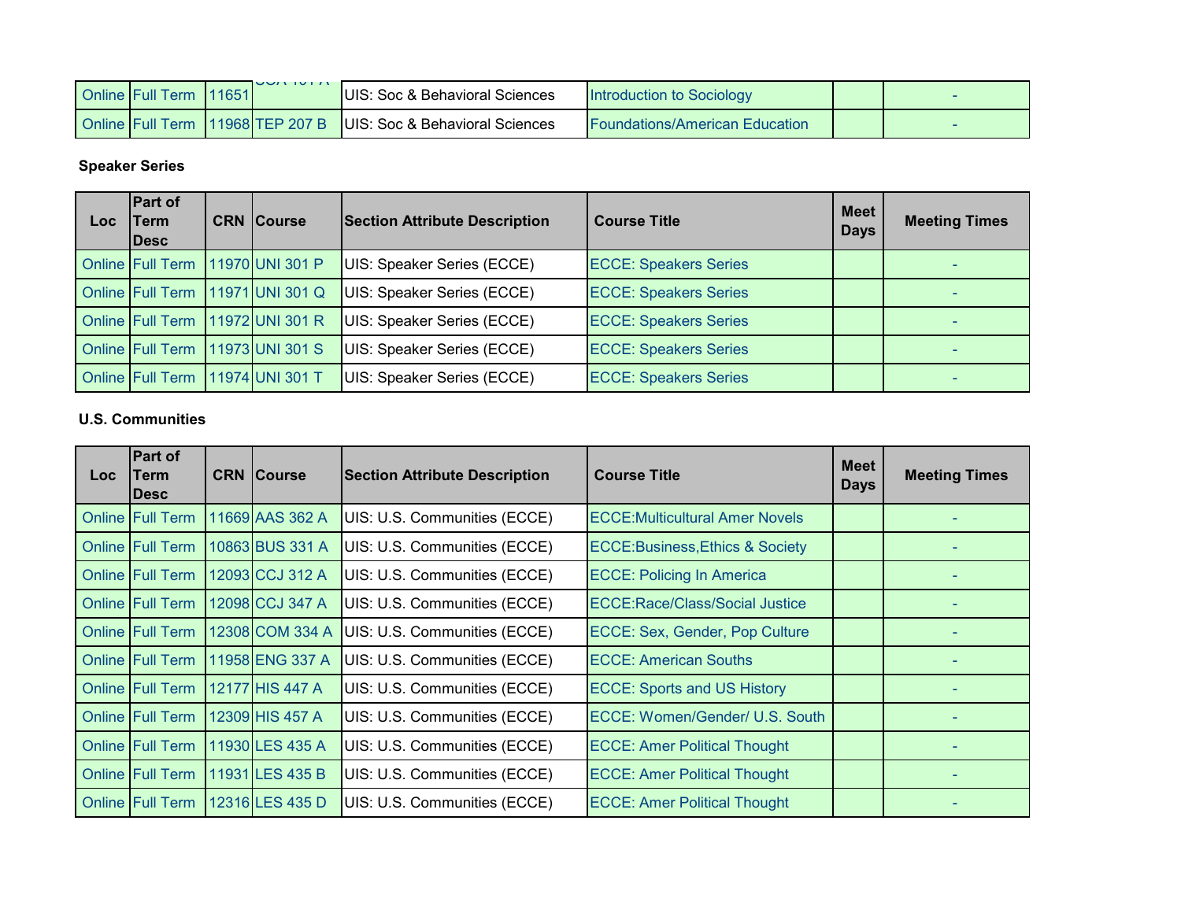| Loc | Part of Term Desc | CRN | Course | Section Attribute Description | Course Title | Meet Days | Meeting Times |
|---|---|---|---|---|---|---|---|
| Online | Full Term | 11651 | SOA 101 A | UIS: Soc & Behavioral Sciences | Introduction to Sociology | | - |
| Online | Full Term | 11968 | TEP 207 B | UIS: Soc & Behavioral Sciences | Foundations/American Education | | - |

**Speaker Series**

| Loc | Part of Term Desc | CRN | Course | Section Attribute Description | Course Title | Meet Days | Meeting Times |
|---|---|---|---|---|---|---|---|
| Online | Full Term | 11970 | UNI 301 P | UIS: Speaker Series (ECCE) | ECCE: Speakers Series | | - |
| Online | Full Term | 11971 | UNI 301 Q | UIS: Speaker Series (ECCE) | ECCE: Speakers Series | | - |
| Online | Full Term | 11972 | UNI 301 R | UIS: Speaker Series (ECCE) | ECCE: Speakers Series | | - |
| Online | Full Term | 11973 | UNI 301 S | UIS: Speaker Series (ECCE) | ECCE: Speakers Series | | - |
| Online | Full Term | 11974 | UNI 301 T | UIS: Speaker Series (ECCE) | ECCE: Speakers Series | | - |

**U.S. Communities**

| Loc | Part of Term Desc | CRN | Course | Section Attribute Description | Course Title | Meet Days | Meeting Times |
|---|---|---|---|---|---|---|---|
| Online | Full Term | 11669 | AAS 362 A | UIS: U.S. Communities (ECCE) | ECCE:Multicultural Amer Novels | | - |
| Online | Full Term | 10863 | BUS 331 A | UIS: U.S. Communities (ECCE) | ECCE:Business,Ethics & Society | | - |
| Online | Full Term | 12093 | CCJ 312 A | UIS: U.S. Communities (ECCE) | ECCE: Policing In America | | - |
| Online | Full Term | 12098 | CCJ 347 A | UIS: U.S. Communities (ECCE) | ECCE:Race/Class/Social Justice | | - |
| Online | Full Term | 12308 | COM 334 A | UIS: U.S. Communities (ECCE) | ECCE: Sex, Gender, Pop Culture | | - |
| Online | Full Term | 11958 | ENG 337 A | UIS: U.S. Communities (ECCE) | ECCE: American Souths | | - |
| Online | Full Term | 12177 | HIS 447 A | UIS: U.S. Communities (ECCE) | ECCE: Sports and US History | | - |
| Online | Full Term | 12309 | HIS 457 A | UIS: U.S. Communities (ECCE) | ECCE: Women/Gender/ U.S. South | | - |
| Online | Full Term | 11930 | LES 435 A | UIS: U.S. Communities (ECCE) | ECCE: Amer Political Thought | | - |
| Online | Full Term | 11931 | LES 435 B | UIS: U.S. Communities (ECCE) | ECCE: Amer Political Thought | | - |
| Online | Full Term | 12316 | LES 435 D | UIS: U.S. Communities (ECCE) | ECCE: Amer Political Thought | | - |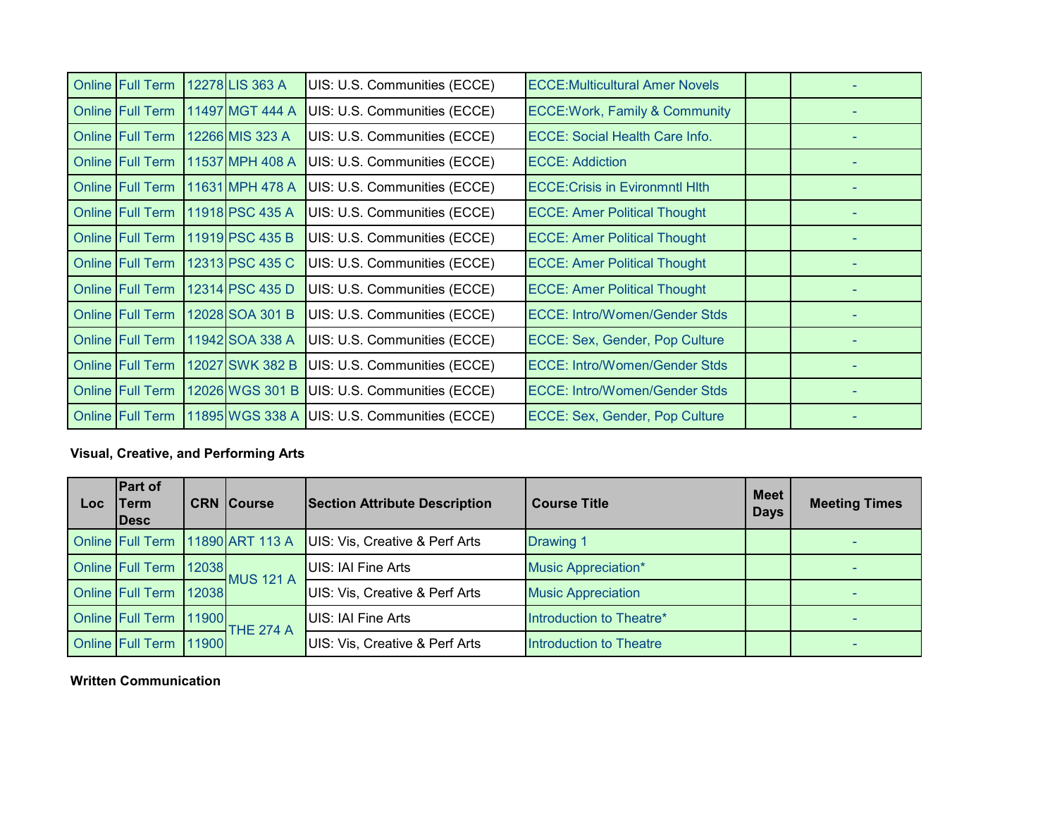| Loc | Part of Term Desc | CRN | Course | Section Attribute Description | Course Title | Meet Days | Meeting Times |
|---|---|---|---|---|---|---|---|
| Online | Full Term | 12278 | LIS 363 A | UIS: U.S. Communities (ECCE) | ECCE:Multicultural Amer Novels | | - |
| Online | Full Term | 11497 | MGT 444 A | UIS: U.S. Communities (ECCE) | ECCE:Work, Family & Community | | - |
| Online | Full Term | 12266 | MIS 323 A | UIS: U.S. Communities (ECCE) | ECCE: Social Health Care Info. | | - |
| Online | Full Term | 11537 | MPH 408 A | UIS: U.S. Communities (ECCE) | ECCE: Addiction | | - |
| Online | Full Term | 11631 | MPH 478 A | UIS: U.S. Communities (ECCE) | ECCE:Crisis in Evironmntl Hlth | | - |
| Online | Full Term | 11918 | PSC 435 A | UIS: U.S. Communities (ECCE) | ECCE: Amer Political Thought | | - |
| Online | Full Term | 11919 | PSC 435 B | UIS: U.S. Communities (ECCE) | ECCE: Amer Political Thought | | - |
| Online | Full Term | 12313 | PSC 435 C | UIS: U.S. Communities (ECCE) | ECCE: Amer Political Thought | | - |
| Online | Full Term | 12314 | PSC 435 D | UIS: U.S. Communities (ECCE) | ECCE: Amer Political Thought | | - |
| Online | Full Term | 12028 | SOA 301 B | UIS: U.S. Communities (ECCE) | ECCE: Intro/Women/Gender Stds | | - |
| Online | Full Term | 11942 | SOA 338 A | UIS: U.S. Communities (ECCE) | ECCE: Sex, Gender, Pop Culture | | - |
| Online | Full Term | 12027 | SWK 382 B | UIS: U.S. Communities (ECCE) | ECCE: Intro/Women/Gender Stds | | - |
| Online | Full Term | 12026 | WGS 301 B | UIS: U.S. Communities (ECCE) | ECCE: Intro/Women/Gender Stds | | - |
| Online | Full Term | 11895 | WGS 338 A | UIS: U.S. Communities (ECCE) | ECCE: Sex, Gender, Pop Culture | | - |

**Visual, Creative, and Performing Arts**

| Loc | Part of Term Desc | CRN | Course | Section Attribute Description | Course Title | Meet Days | Meeting Times |
|---|---|---|---|---|---|---|---|
| Online | Full Term | 11890 | ART 113 A | UIS: Vis, Creative & Perf Arts | Drawing 1 | | - |
| Online | Full Term | 12038 | MUS 121 A | UIS: IAI Fine Arts | Music Appreciation* | | - |
| Online | Full Term | 12038 | | UIS: Vis, Creative & Perf Arts | Music Appreciation | | - |
| Online | Full Term | 11900 | THE 274 A | UIS: IAI Fine Arts | Introduction to Theatre* | | - |
| Online | Full Term | 11900 | | UIS: Vis, Creative & Perf Arts | Introduction to Theatre | | - |

**Written Communication**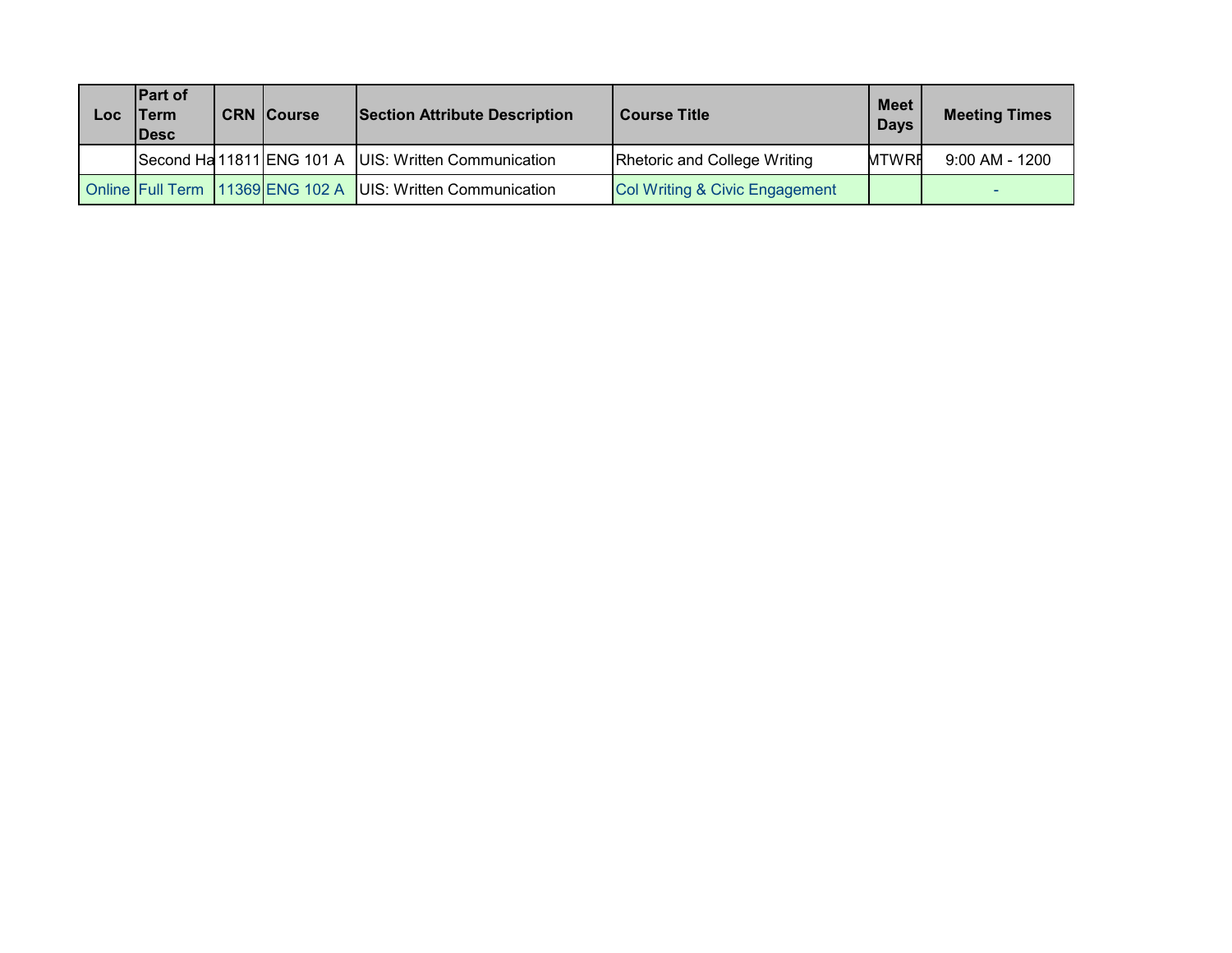| Loc | Part of Term Desc | CRN | Course | Section Attribute Description | Course Title | Meet Days | Meeting Times |
|---|---|---|---|---|---|---|---|
| | Second Ha | 11811 | ENG 101 A | UIS: Written Communication | Rhetoric and College Writing | MTWRF | 9:00 AM - 1200 |
| Online | Full Term | 11369 | ENG 102 A | UIS: Written Communication | Col Writing & Civic Engagement | | - |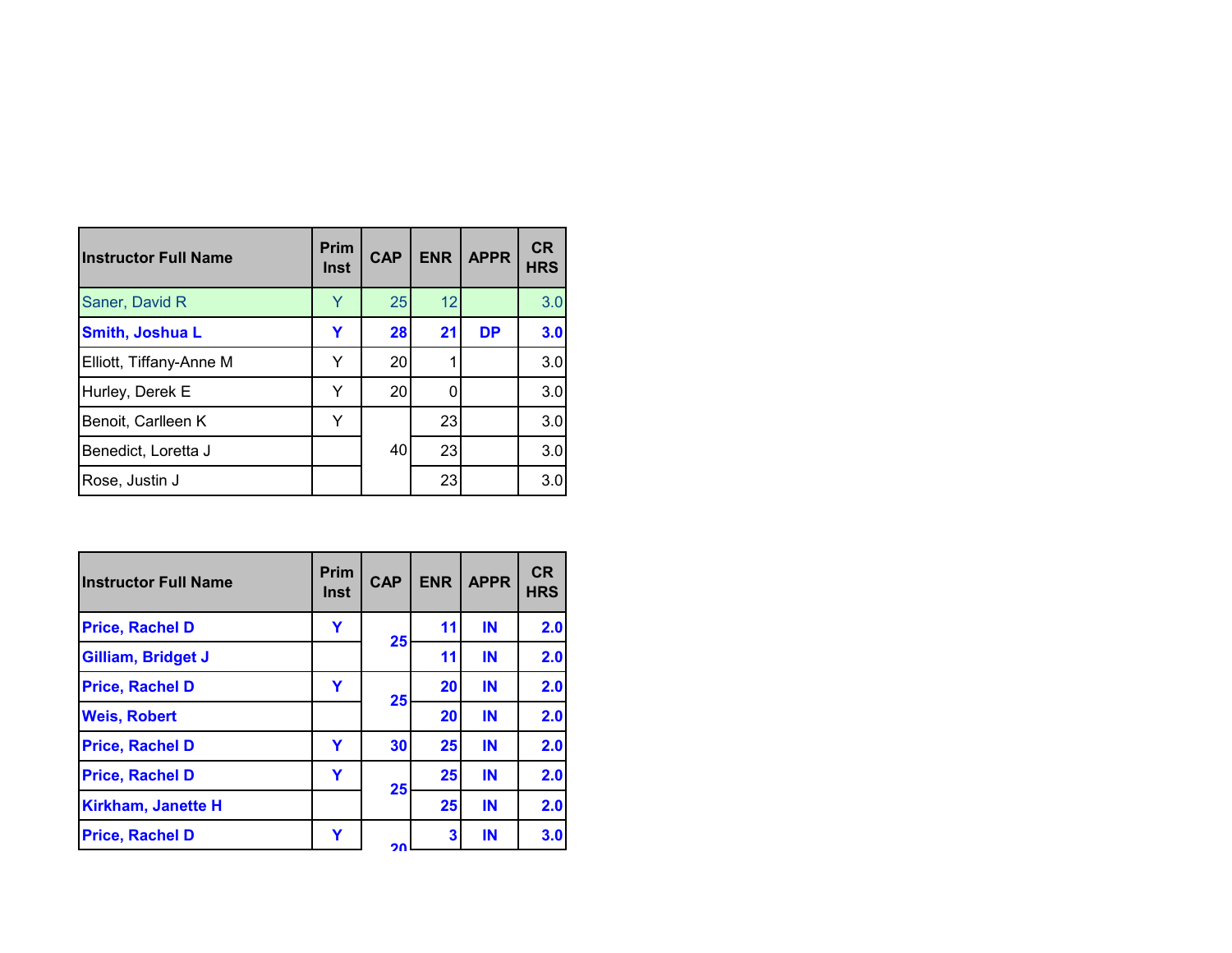| Instructor Full Name | Prim Inst | CAP | ENR | APPR | CR HRS |
|---|---|---|---|---|---|
| Saner, David R | Y | 25 | 12 | | 3.0 |
| **Smith, Joshua L** | **Y** | **28** | **21** | **DP** | **3.0** |
| Elliott, Tiffany-Anne M | Y | 20 | 1 | | 3.0 |
| Hurley, Derek E | Y | 20 | 0 | | 3.0 |
| Benoit, Carlleen K | Y | 40 | 23 | | 3.0 |
| Benedict, Loretta J | | | 23 | | 3.0 |
| Rose, Justin J | | | 23 | | 3.0 |

| Instructor Full Name | Prim Inst | CAP | ENR | APPR | CR HRS |
|---|---|---|---|---|---|
| **Price, Rachel D** | **Y** | **25** | **11** | **IN** | **2.0** |
| **Gilliam, Bridget J** | | | **11** | **IN** | **2.0** |
| **Price, Rachel D** | **Y** | **25** | **20** | **IN** | **2.0** |
| **Weis, Robert** | | | **20** | **IN** | **2.0** |
| **Price, Rachel D** | **Y** | **30** | **25** | **IN** | **2.0** |
| **Price, Rachel D** | **Y** | **25** | **25** | **IN** | **2.0** |
| **Kirkham, Janette H** | | | **25** | **IN** | **2.0** |
| **Price, Rachel D** | **Y** | **20** | **3** | **IN** | **3.0** |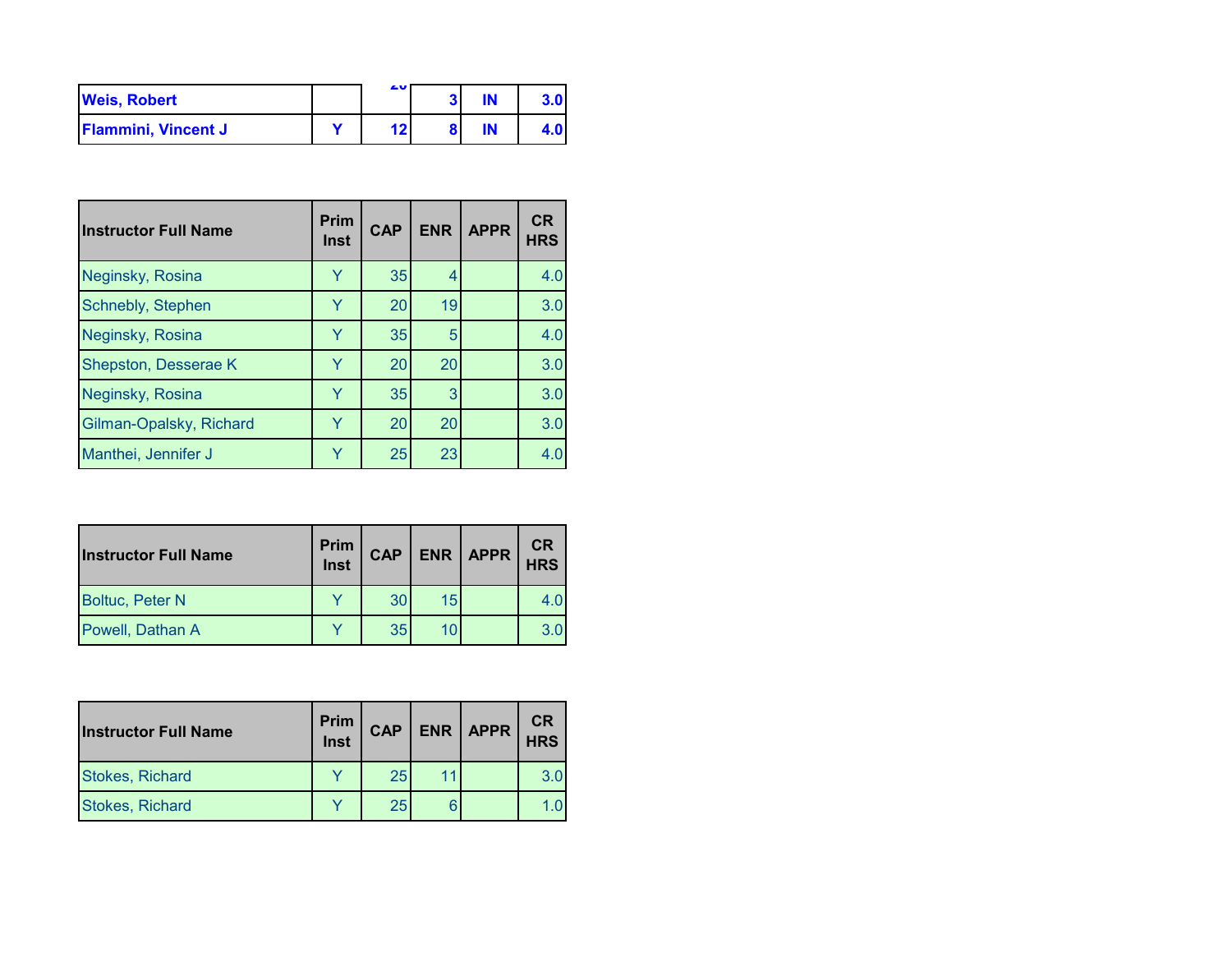| Weis, Robert | | 20 | 3 | IN | 3.0 |
|---|---|---|---|---|---|
| Flammini, Vincent J | Y | 12 | 8 | IN | 4.0 |

| Instructor Full Name | Prim Inst | CAP | ENR | APPR | CR HRS |
|---|---|---|---|---|---|
| Neginsky, Rosina | Y | 35 | 4 | | 4.0 |
| Schnebly, Stephen | Y | 20 | 19 | | 3.0 |
| Neginsky, Rosina | Y | 35 | 5 | | 4.0 |
| Shepston, Desserae K | Y | 20 | 20 | | 3.0 |
| Neginsky, Rosina | Y | 35 | 3 | | 3.0 |
| Gilman-Opalsky, Richard | Y | 20 | 20 | | 3.0 |
| Manthei, Jennifer J | Y | 25 | 23 | | 4.0 |

| Instructor Full Name | Prim Inst | CAP | ENR | APPR | CR HRS |
|---|---|---|---|---|---|
| Boltuc, Peter N | Y | 30 | 15 | | 4.0 |
| Powell, Dathan A | Y | 35 | 10 | | 3.0 |

| Instructor Full Name | Prim Inst | CAP | ENR | APPR | CR HRS |
|---|---|---|---|---|---|
| Stokes, Richard | Y | 25 | 11 | | 3.0 |
| Stokes, Richard | Y | 25 | 6 | | 1.0 |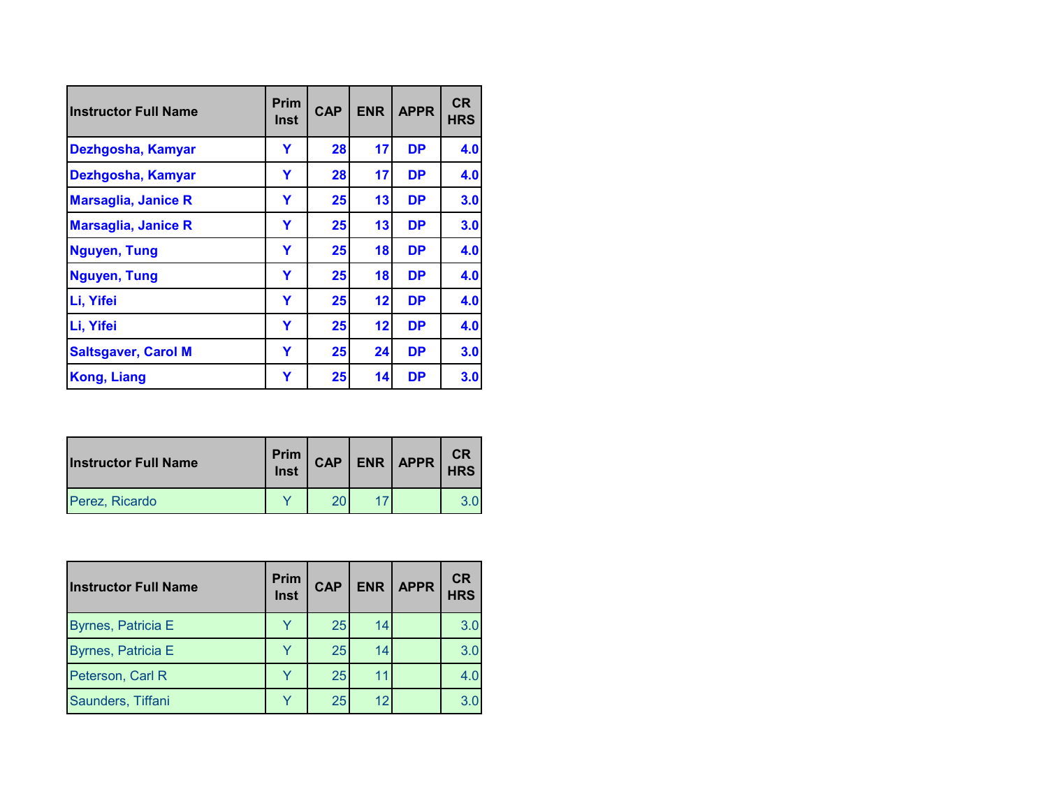| Instructor Full Name | Prim Inst | CAP | ENR | APPR | CR HRS |
|---|---|---|---|---|---|
| **Dezhgosha, Kamyar** | **Y** | **28** | **17** | **DP** | **4.0** |
| **Dezhgosha, Kamyar** | **Y** | **28** | **17** | **DP** | **4.0** |
| **Marsaglia, Janice R** | **Y** | **25** | **13** | **DP** | **3.0** |
| **Marsaglia, Janice R** | **Y** | **25** | **13** | **DP** | **3.0** |
| **Nguyen, Tung** | **Y** | **25** | **18** | **DP** | **4.0** |
| **Nguyen, Tung** | **Y** | **25** | **18** | **DP** | **4.0** |
| **Li, Yifei** | **Y** | **25** | **12** | **DP** | **4.0** |
| **Li, Yifei** | **Y** | **25** | **12** | **DP** | **4.0** |
| **Saltsgaver, Carol M** | **Y** | **25** | **24** | **DP** | **3.0** |
| **Kong, Liang** | **Y** | **25** | **14** | **DP** | **3.0** |

| Instructor Full Name | Prim Inst | CAP | ENR | APPR | CR HRS |
|---|---|---|---|---|---|
| Perez, Ricardo | Y | 20 | 17 | | 3.0 |

| Instructor Full Name | Prim Inst | CAP | ENR | APPR | CR HRS |
|---|---|---|---|---|---|
| Byrnes, Patricia E | Y | 25 | 14 | | 3.0 |
| Byrnes, Patricia E | Y | 25 | 14 | | 3.0 |
| Peterson, Carl R | Y | 25 | 11 | | 4.0 |
| Saunders, Tiffani | Y | 25 | 12 | | 3.0 |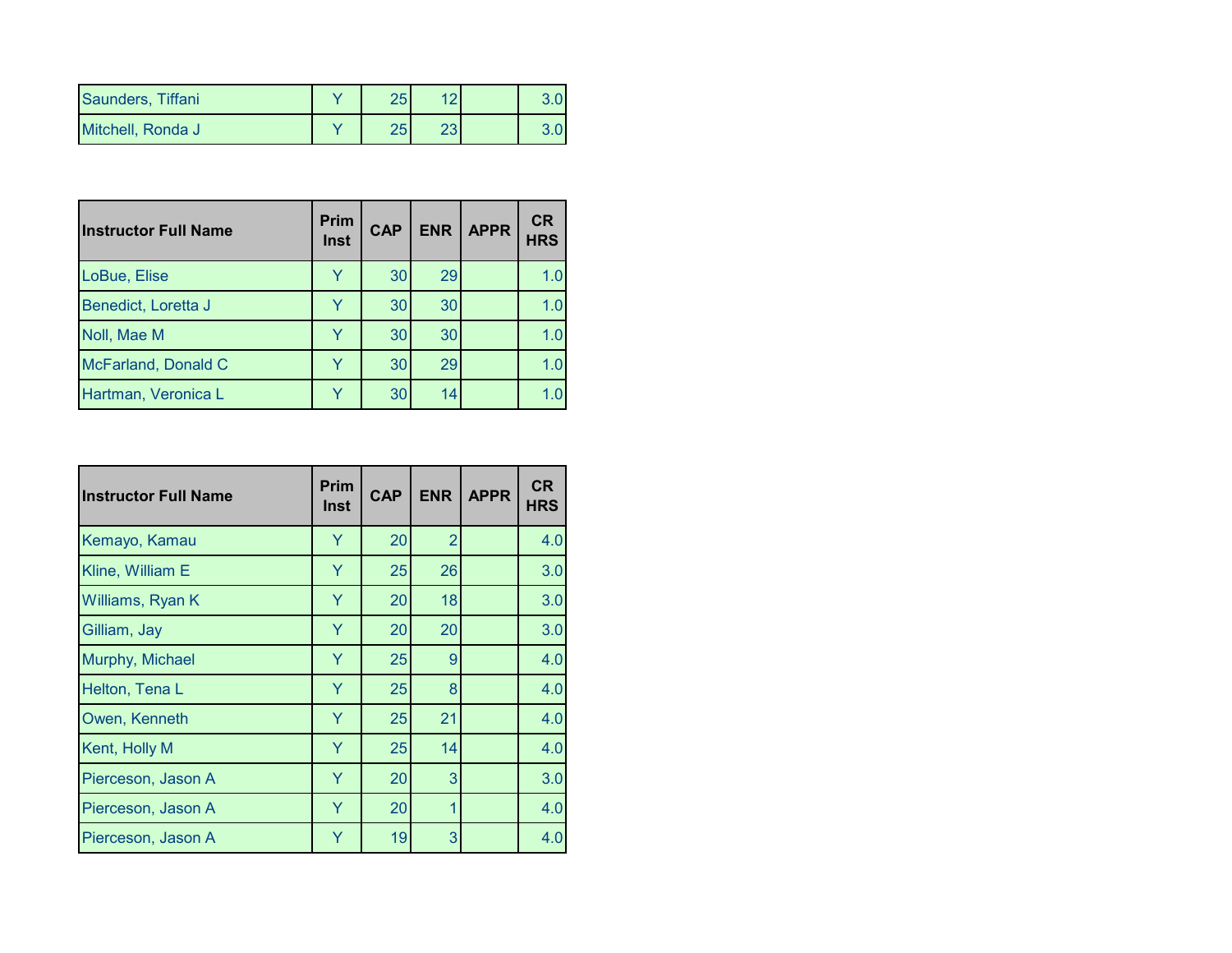| Instructor Full Name | Prim Inst | CAP | ENR | APPR | CR HRS |
|---|---|---|---|---|---|
| Saunders, Tiffani | Y | 25 | 12 | | 3.0 |
| Mitchell, Ronda J | Y | 25 | 23 | | 3.0 |

| Instructor Full Name | Prim Inst | CAP | ENR | APPR | CR HRS |
|---|---|---|---|---|---|
| LoBue, Elise | Y | 30 | 29 | | 1.0 |
| Benedict, Loretta J | Y | 30 | 30 | | 1.0 |
| Noll, Mae M | Y | 30 | 30 | | 1.0 |
| McFarland, Donald C | Y | 30 | 29 | | 1.0 |
| Hartman, Veronica L | Y | 30 | 14 | | 1.0 |

| Instructor Full Name | Prim Inst | CAP | ENR | APPR | CR HRS |
|---|---|---|---|---|---|
| Kemayo, Kamau | Y | 20 | 2 | | 4.0 |
| Kline, William E | Y | 25 | 26 | | 3.0 |
| Williams, Ryan K | Y | 20 | 18 | | 3.0 |
| Gilliam, Jay | Y | 20 | 20 | | 3.0 |
| Murphy, Michael | Y | 25 | 9 | | 4.0 |
| Helton, Tena L | Y | 25 | 8 | | 4.0 |
| Owen, Kenneth | Y | 25 | 21 | | 4.0 |
| Kent, Holly M | Y | 25 | 14 | | 4.0 |
| Pierceson, Jason A | Y | 20 | 3 | | 3.0 |
| Pierceson, Jason A | Y | 20 | 1 | | 4.0 |
| Pierceson, Jason A | Y | 19 | 3 | | 4.0 |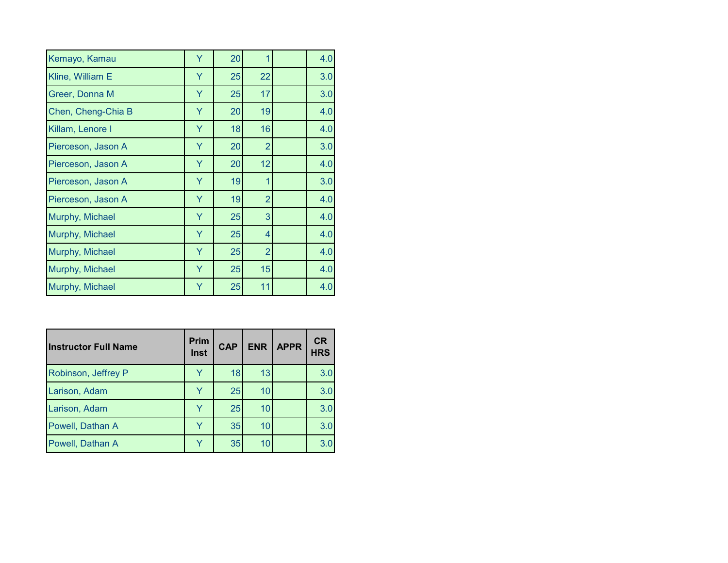| Kemayo, Kamau | Y | 20 | 1 | | 4.0 |
|---|---|---|---|---|---|
| Kline, William E | Y | 25 | 22 | | 3.0 |
| Greer, Donna M | Y | 25 | 17 | | 3.0 |
| Chen, Cheng-Chia B | Y | 20 | 19 | | 4.0 |
| Killam, Lenore I | Y | 18 | 16 | | 4.0 |
| Pierceson, Jason A | Y | 20 | 2 | | 3.0 |
| Pierceson, Jason A | Y | 20 | 12 | | 4.0 |
| Pierceson, Jason A | Y | 19 | 1 | | 3.0 |
| Pierceson, Jason A | Y | 19 | 2 | | 4.0 |
| Murphy, Michael | Y | 25 | 3 | | 4.0 |
| Murphy, Michael | Y | 25 | 4 | | 4.0 |
| Murphy, Michael | Y | 25 | 2 | | 4.0 |
| Murphy, Michael | Y | 25 | 15 | | 4.0 |
| Murphy, Michael | Y | 25 | 11 | | 4.0 |

| Instructor Full Name | Prim Inst | CAP | ENR | APPR | CR HRS |
|---|---|---|---|---|---|
| Robinson, Jeffrey P | Y | 18 | 13 | | 3.0 |
| Larison, Adam | Y | 25 | 10 | | 3.0 |
| Larison, Adam | Y | 25 | 10 | | 3.0 |
| Powell, Dathan A | Y | 35 | 10 | | 3.0 |
| Powell, Dathan A | Y | 35 | 10 | | 3.0 |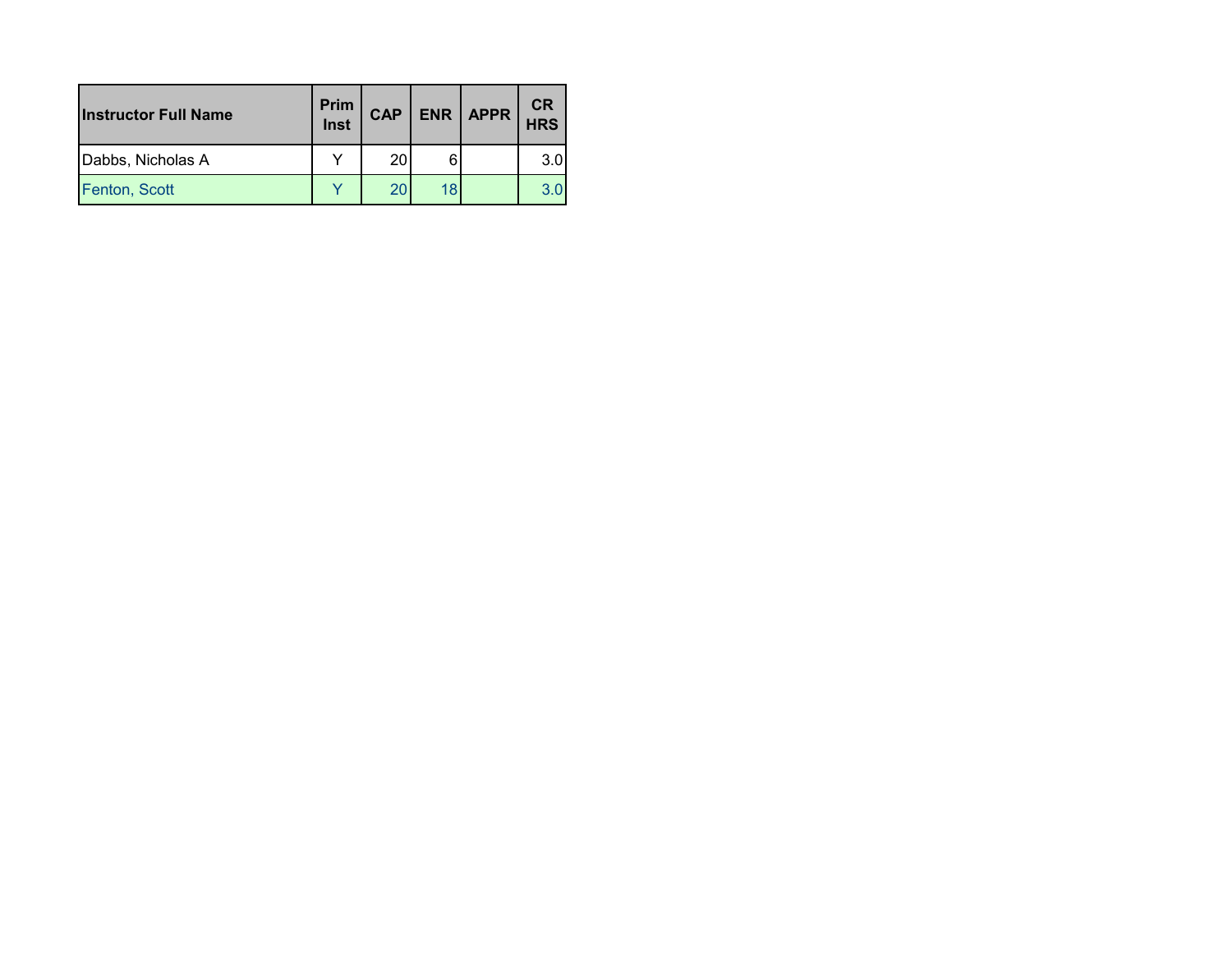| Instructor Full Name | Prim Inst | CAP | ENR | APPR | CR HRS |
|---|---|---|---|---|---|
| Dabbs, Nicholas A | Y | 20 | 6 | | 3.0 |
| Fenton, Scott | Y | 20 | 18 | | 3.0 |